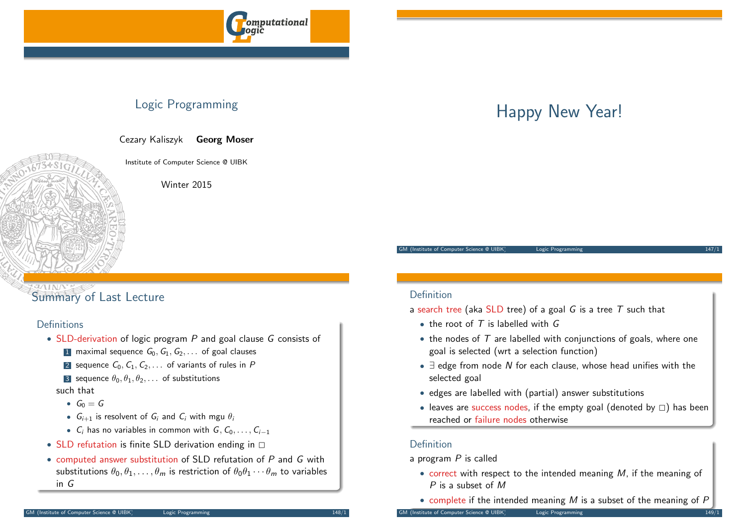# Logic Programming

Cezary Kaliszyk **Georg Moser**

Institute of Computer Science @ UIBK

Winter 2015

# Happy New Year!

## Summary of Last Lecture

### Definitions

- SLD-derivation of logic program $P$ and goal clause $G$ consists of
  1. maximal sequence $G_0, G_1, G_2, \ldots$ of goal clauses
  2. sequence $C_0, C_1, C_2, \ldots$ of variants of rules in $P$
  3. sequence $\theta_0, \theta_1, \theta_2, \ldots$ of substitutions

  such that
  - $G_0 = G$
  - $G_{i+1}$ is resolvent of $G_i$ and $C_i$ with mgu $\theta_i$
  - $C_i$ has no variables in common with $G, C_0, \ldots, C_{i-1}$
- SLD refutation is finite SLD derivation ending in $\square$
- computed answer substitution of SLD refutation of $P$ and $G$ with substitutions $\theta_0, \theta_1, \ldots, \theta_m$ is restriction of $\theta_0\theta_1 \cdots \theta_m$ to variables in $G$

### Definition

a search tree (aka SLD tree) of a goal $G$ is a tree $T$ such that

- the root of $T$ is labelled with $G$
- the nodes of $T$ are labelled with conjunctions of goals, where one goal is selected (wrt a selection function)
- $\exists$ edge from node $N$ for each clause, whose head unifies with the selected goal
- edges are labelled with (partial) answer substitutions
- leaves are success nodes, if the empty goal (denoted by $\square$) has been reached or failure nodes otherwise

### Definition

a program $P$ is called

- correct with respect to the intended meaning $M$, if the meaning of $P$ is a subset of $M$
- complete if the intended meaning $M$ is a subset of the meaning of $P$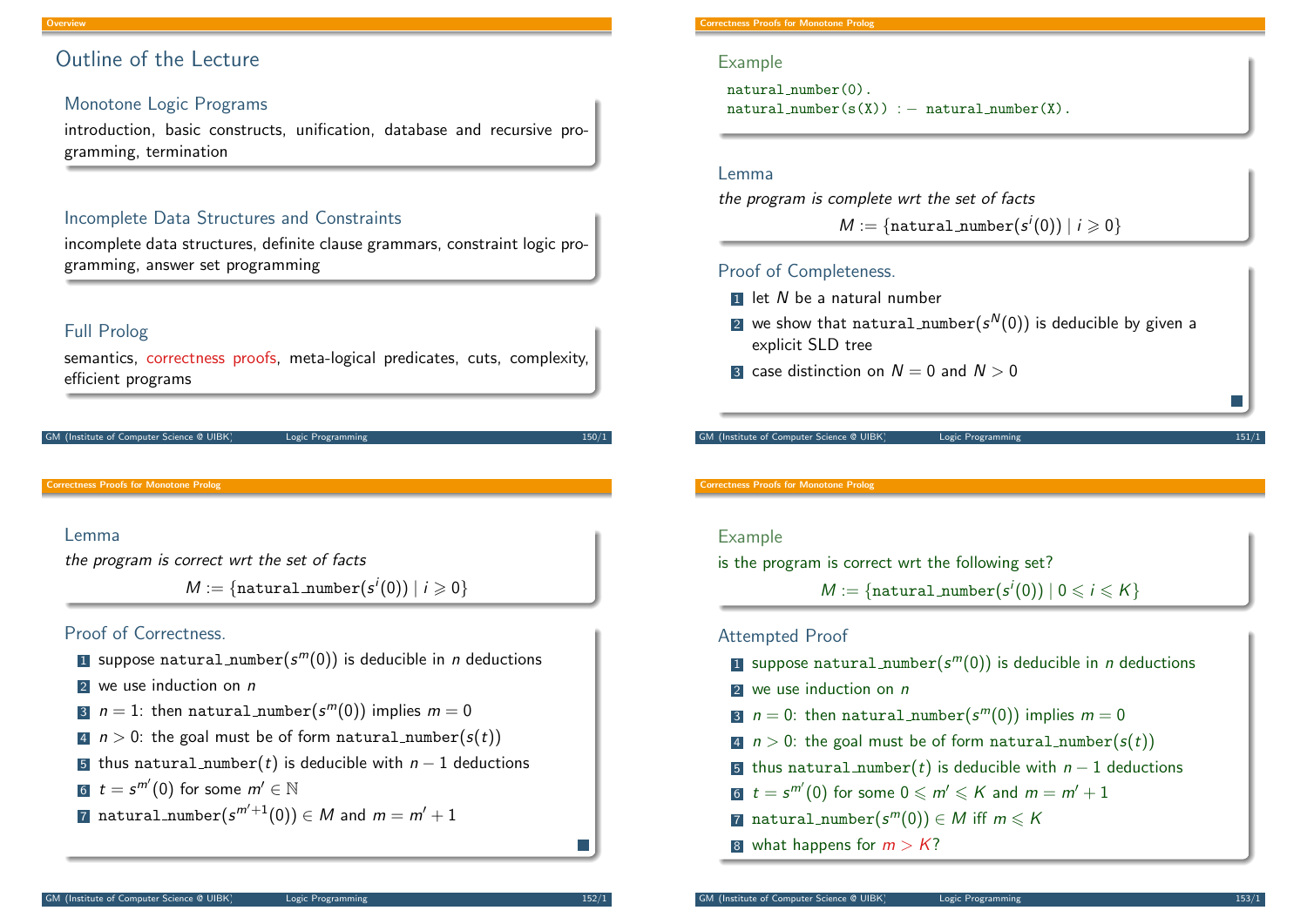## Outline of the Lecture

### Monotone Logic Programs

introduction, basic constructs, unification, database and recursive programming, termination

### Incomplete Data Structures and Constraints

incomplete data structures, definite clause grammars, constraint logic programming, answer set programming

### Full Prolog

semantics, correctness proofs, meta-logical predicates, cuts, complexity, efficient programs

---

### Example

```
natural_number(0).
natural_number(s(X)) :- natural_number(X).
```

### Lemma

*the program is complete wrt the set of facts*

$$M := \{\texttt{natural\_number}(s^i(0)) \mid i \geqslant 0\}$$

### Proof of Completeness.

1. let $N$ be a natural number
2. we show that $\texttt{natural\_number}(s^N(0))$ is deducible by given a explicit SLD tree
3. case distinction on $N = 0$ and $N > 0$

■

---

### Lemma

*the program is correct wrt the set of facts*

$$M := \{\texttt{natural\_number}(s^i(0)) \mid i \geqslant 0\}$$

### Proof of Correctness.

1. suppose $\texttt{natural\_number}(s^m(0))$ is deducible in $n$ deductions
2. we use induction on $n$
3. $n = 1$: then $\texttt{natural\_number}(s^m(0))$ implies $m = 0$
4. $n > 0$: the goal must be of form $\texttt{natural\_number}(s(t))$
5. thus $\texttt{natural\_number}(t)$ is deducible with $n - 1$ deductions
6. $t = s^{m'}(0)$ for some $m' \in \mathbb{N}$
7. $\texttt{natural\_number}(s^{m'+1}(0)) \in M$ and $m = m' + 1$

■

---

### Example

is the program is correct wrt the following set?

$$M := \{\texttt{natural\_number}(s^i(0)) \mid 0 \leqslant i \leqslant K\}$$

### Attempted Proof

1. suppose $\texttt{natural\_number}(s^m(0))$ is deducible in $n$ deductions
2. we use induction on $n$
3. $n = 0$: then $\texttt{natural\_number}(s^m(0))$ implies $m = 0$
4. $n > 0$: the goal must be of form $\texttt{natural\_number}(s(t))$
5. thus $\texttt{natural\_number}(t)$ is deducible with $n - 1$ deductions
6. $t = s^{m'}(0)$ for some $0 \leqslant m' \leqslant K$ and $m = m' + 1$
7. $\texttt{natural\_number}(s^m(0)) \in M$ iff $m \leqslant K$
8. what happens for $m > K$?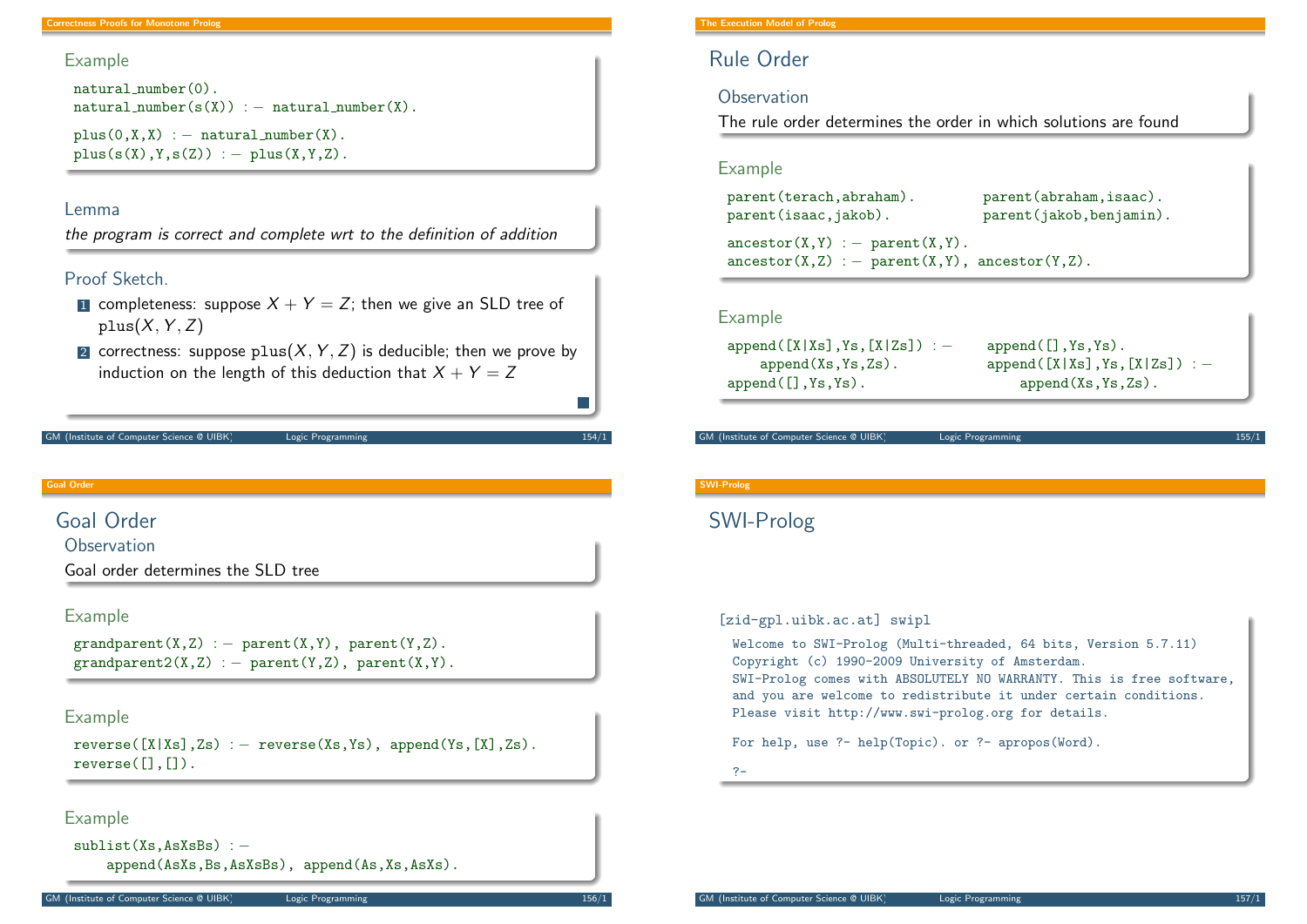### Example

```
natural_number(0).
natural_number(s(X)) :- natural_number(X).

plus(0,X,X) :- natural_number(X).
plus(s(X),Y,s(Z)) :- plus(X,Y,Z).
```

### Lemma

*the program is correct and complete wrt to the definition of addition*

### Proof Sketch.

1. completeness: suppose $X + Y = Z$; then we give an SLD tree of $\texttt{plus}(X, Y, Z)$
2. correctness: suppose $\texttt{plus}(X, Y, Z)$ is deducible; then we prove by induction on the length of this deduction that $X + Y = Z$

∎

## Rule Order

### Observation

The rule order determines the order in which solutions are found

### Example

```
parent(terach,abraham).        parent(abraham,isaac).
parent(isaac,jakob).           parent(jakob,benjamin).

ancestor(X,Y) :- parent(X,Y).
ancestor(X,Z) :- parent(X,Y), ancestor(Y,Z).
```

### Example

```
append([X|Xs],Ys,[X|Zs]) :-        append([],Ys,Ys).
    append(Xs,Ys,Zs).              append([X|Xs],Ys,[X|Zs]) :-
append([],Ys,Ys).                      append(Xs,Ys,Zs).
```

## Goal Order

### Observation

Goal order determines the SLD tree

### Example

```
grandparent(X,Z) :- parent(X,Y), parent(Y,Z).
grandparent2(X,Z) :- parent(Y,Z), parent(X,Y).
```

### Example

```
reverse([X|Xs],Zs) :- reverse(Xs,Ys), append(Ys,[X],Zs).
reverse([],[]).
```

### Example

```
sublist(Xs,AsXsBs) :-
    append(AsXs,Bs,AsXsBs), append(As,Xs,AsXs).
```

## SWI-Prolog

```
[zid-gpl.uibk.ac.at] swipl
  Welcome to SWI-Prolog (Multi-threaded, 64 bits, Version 5.7.11)
  Copyright (c) 1990-2009 University of Amsterdam.
  SWI-Prolog comes with ABSOLUTELY NO WARRANTY. This is free software,
  and you are welcome to redistribute it under certain conditions.
  Please visit http://www.swi-prolog.org for details.

  For help, use ?- help(Topic). or ?- apropos(Word).

  ?-
```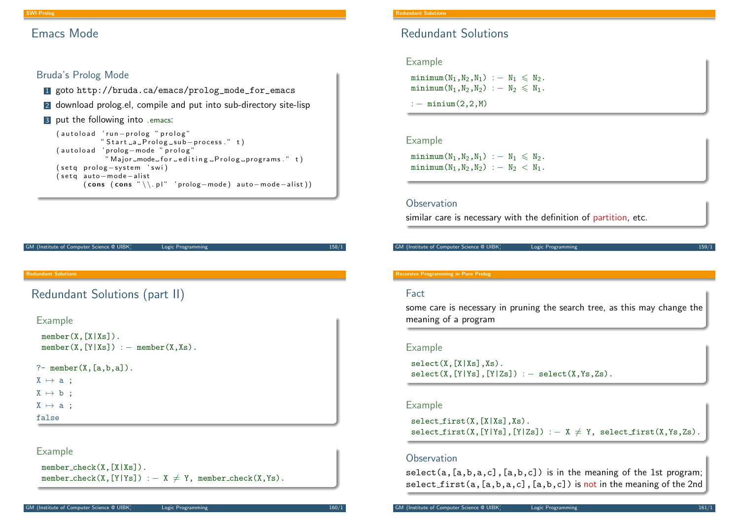## Emacs Mode

### Bruda's Prolog Mode

1. goto `http://bruda.ca/emacs/prolog_mode_for_emacs`
2. download prolog.el, compile and put into sub-directory site-lisp
3. put the following into .emacs:

```
(autoload 'run-prolog "prolog"
          "Start a Prolog sub-process." t)
(autoload 'prolog-mode "prolog"
          "Major mode for editing Prolog programs." t)
(setq prolog-system 'swi)
(setq auto-mode-alist
      (cons (cons "\\.pl" 'prolog-mode) auto-mode-alist))
```

## Redundant Solutions

### Example

```
minimum(N1,N2,N1) :- N1 ⩽ N2.
minimum(N1,N2,N2) :- N2 ⩽ N1.

:- minium(2,2,M)
```

### Example

```
minimum(N1,N2,N1) :- N1 ⩽ N2.
minimum(N1,N2,N2) :- N2 < N1.
```

### Observation

similar care is necessary with the definition of partition, etc.

## Redundant Solutions (part II)

### Example

```
member(X,[X|Xs]).
member(X,[Y|Xs]) :- member(X,Xs).
```

```
?- member(X,[a,b,a]).
X ↦ a ;
X ↦ b ;
X ↦ a ;
false
```

### Example

```
member_check(X,[X|Xs]).
member_check(X,[Y|Ys]) :- X ≠ Y, member_check(X,Ys).
```

### Fact

some care is necessary in pruning the search tree, as this may change the meaning of a program

### Example

```
select(X,[X|Xs],Xs).
select(X,[Y|Ys],[Y|Zs]) :- select(X,Ys,Zs).
```

### Example

```
select_first(X,[X|Xs],Xs).
select_first(X,[Y|Ys],[Y|Zs]) :- X ≠ Y, select_first(X,Ys,Zs).
```

### Observation

`select(a,[a,b,a,c],[a,b,c])` is in the meaning of the 1st program;
`select_first(a,[a,b,a,c],[a,b,c])` is not in the meaning of the 2nd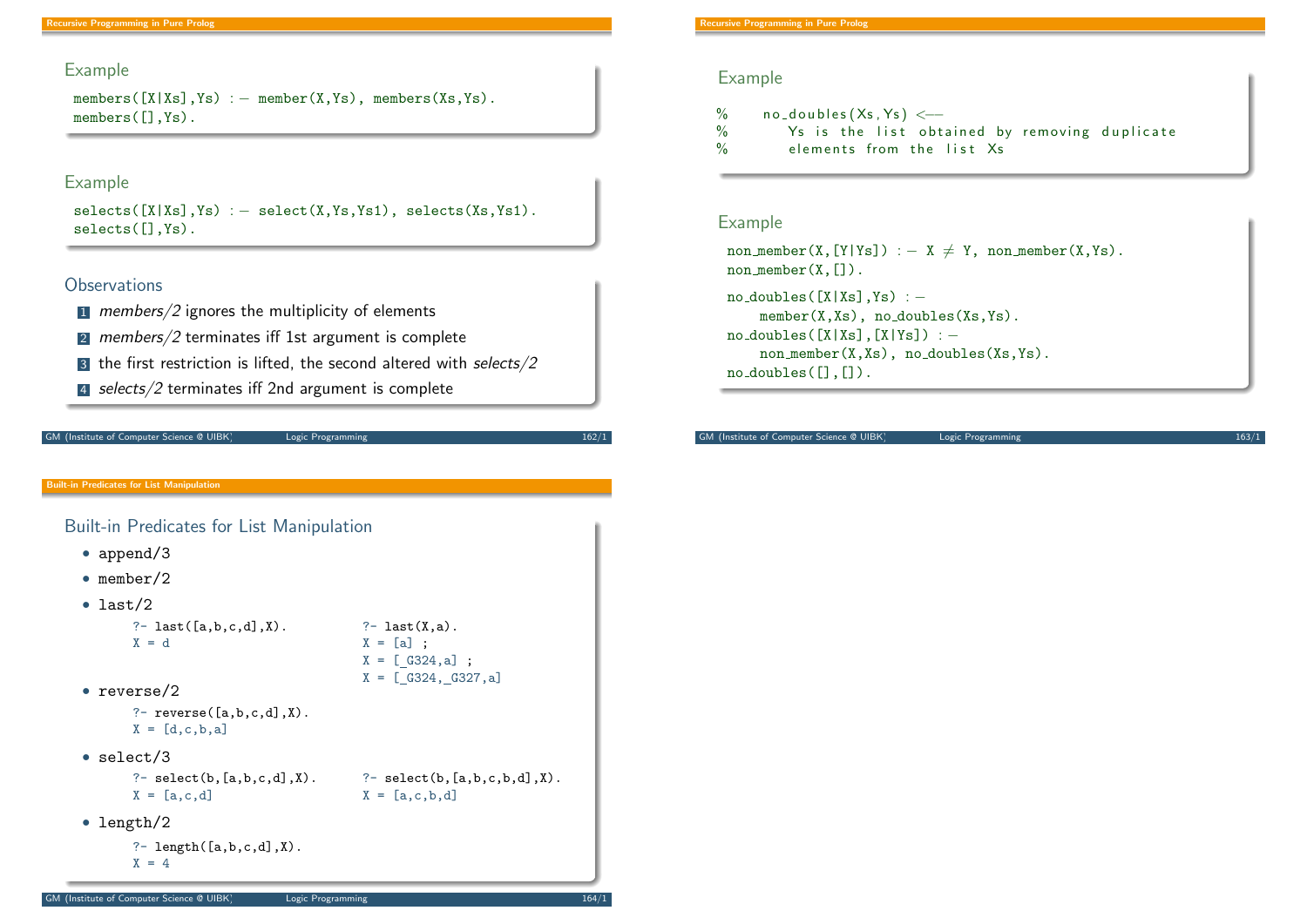### Example

```
members([X|Xs],Ys) :- member(X,Ys), members(Xs,Ys).
members([],Ys).
```

### Example

```
selects([X|Xs],Ys) :- select(X,Ys,Ys1), selects(Xs,Ys1).
selects([],Ys).
```

### Observations

1. *members/2* ignores the multiplicity of elements
2. *members/2* terminates iff 1st argument is complete
3. the first restriction is lifted, the second altered with *selects/2*
4. *selects/2* terminates iff 2nd argument is complete

### Example

```
%    no_doubles(Xs,Ys) <--
%       Ys is the list obtained by removing duplicate
%       elements from the list Xs
```

### Example

```
non_member(X,[Y|Ys]) :- X ≠ Y, non_member(X,Ys).
non_member(X,[]).

no_doubles([X|Xs],Ys) :-
    member(X,Xs), no_doubles(Xs,Ys).
no_doubles([X|Xs],[X|Ys]) :-
    non_member(X,Xs), no_doubles(Xs,Ys).
no_doubles([],[]).
```

## Built-in Predicates for List Manipulation

- append/3
- member/2
- last/2

```
?- last([a,b,c,d],X).
X = d
```

```
?- last(X,a).
X = [a] ;
X = [_G324,a] ;
X = [_G324,_G327,a]
```

- reverse/2

```
?- reverse([a,b,c,d],X).
X = [d,c,b,a]
```

- select/3

```
?- select(b,[a,b,c,d],X).
X = [a,c,d]
```

```
?- select(b,[a,b,c,b,d],X).
X = [a,c,b,d]
```

- length/2

```
?- length([a,b,c,d],X).
X = 4
```